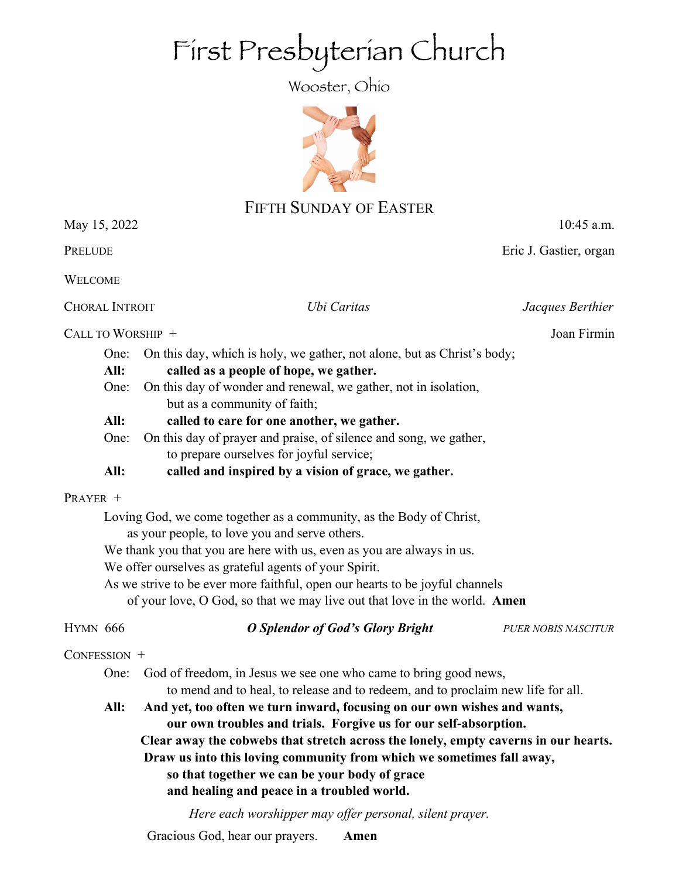# First Presbyterian Church

Wooster, Ohio

## FIFTH SUNDAY OF EASTER

May 15, 2022 — 10:45 a.m.

PRELUDE — Eric J. Gastier, organ

WELCOME

CHORAL INTROIT — *Ubi Caritas* — *Jacques Berthier*

CALL TO WORSHIP + — Joan Firmin

One: On this day, which is holy, we gather, not alone, but as Christ's body;

**All: called as a people of hope, we gather.**

One: On this day of wonder and renewal, we gather, not in isolation, but as a community of faith;

**All: called to care for one another, we gather.**

One: On this day of prayer and praise, of silence and song, we gather, to prepare ourselves for joyful service;

**All: called and inspired by a vision of grace, we gather.**

PRAYER +

Loving God, we come together as a community, as the Body of Christ, as your people, to love you and serve others.
We thank you that you are here with us, even as you are always in us.
We offer ourselves as grateful agents of your Spirit.
As we strive to be ever more faithful, open our hearts to be joyful channels of your love, O God, so that we may live out that love in the world. **Amen**

HYMN 666 — ***O Splendor of God's Glory Bright*** — *PUER NOBIS NASCITUR*

CONFESSION +

One: God of freedom, in Jesus we see one who came to bring good news, to mend and to heal, to release and to redeem, and to proclaim new life for all.

**All: And yet, too often we turn inward, focusing on our own wishes and wants, our own troubles and trials. Forgive us for our self-absorption.
Clear away the cobwebs that stretch across the lonely, empty caverns in our hearts.
Draw us into this loving community from which we sometimes fall away, so that together we can be your body of grace and healing and peace in a troubled world.**

*Here each worshipper may offer personal, silent prayer.*

Gracious God, hear our prayers. **Amen**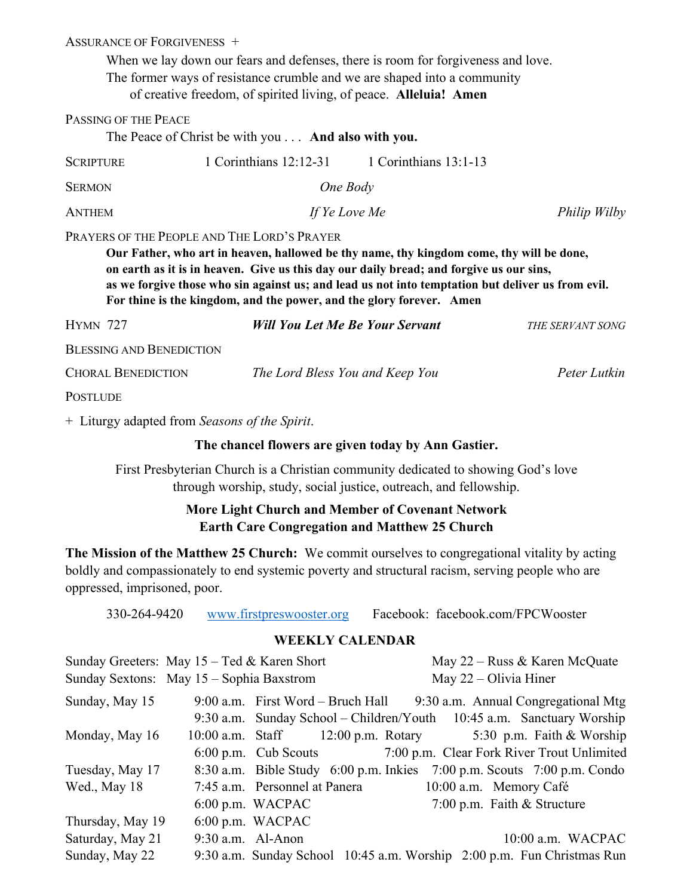Assurance of Forgiveness +

When we lay down our fears and defenses, there is room for forgiveness and love.
The former ways of resistance crumble and we are shaped into a community of creative freedom, of spirited living, of peace. **Alleluia! Amen**

Passing of the Peace

The Peace of Christ be with you . . . **And also with you.**

Scripture 1 Corinthians 12:12-31 1 Corinthians 13:1-13

Sermon *One Body*

Anthem *If Ye Love Me* *Philip Wilby*

Prayers of the People and The Lord's Prayer

**Our Father, who art in heaven, hallowed be thy name, thy kingdom come, thy will be done, on earth as it is in heaven. Give us this day our daily bread; and forgive us our sins, as we forgive those who sin against us; and lead us not into temptation but deliver us from evil. For thine is the kingdom, and the power, and the glory forever. Amen**

Hymn 727 ***Will You Let Me Be Your Servant*** *THE SERVANT SONG*

Blessing and Benediction

Choral Benediction *The Lord Bless You and Keep You* *Peter Lutkin*

Postlude

+ Liturgy adapted from *Seasons of the Spirit*.

**The chancel flowers are given today by Ann Gastier.**

First Presbyterian Church is a Christian community dedicated to showing God's love through worship, study, social justice, outreach, and fellowship.

**More Light Church and Member of Covenant Network**
**Earth Care Congregation and Matthew 25 Church**

**The Mission of the Matthew 25 Church:** We commit ourselves to congregational vitality by acting boldly and compassionately to end systemic poverty and structural racism, serving people who are oppressed, imprisoned, poor.

330-264-9420 www.firstpreswooster.org Facebook: facebook.com/FPCWooster

## WEEKLY CALENDAR

Sunday Greeters: May 15 – Ted & Karen Short May 22 – Russ & Karen McQuate
Sunday Sextons: May 15 – Sophia Baxstrom May 22 – Olivia Hiner

| | |
|---|---|
| Sunday, May 15 | 9:00 a.m. First Word – Bruch Hall 9:30 a.m. Annual Congregational Mtg |
| | 9:30 a.m. Sunday School – Children/Youth 10:45 a.m. Sanctuary Worship |
| Monday, May 16 | 10:00 a.m. Staff 12:00 p.m. Rotary 5:30 p.m. Faith & Worship |
| | 6:00 p.m. Cub Scouts 7:00 p.m. Clear Fork River Trout Unlimited |
| Tuesday, May 17 | 8:30 a.m. Bible Study 6:00 p.m. Inkies 7:00 p.m. Scouts 7:00 p.m. Condo |
| Wed., May 18 | 7:45 a.m. Personnel at Panera 10:00 a.m. Memory Café |
| | 6:00 p.m. WACPAC 7:00 p.m. Faith & Structure |
| Thursday, May 19 | 6:00 p.m. WACPAC |
| Saturday, May 21 | 9:30 a.m. Al-Anon 10:00 a.m. WACPAC |
| Sunday, May 22 | 9:30 a.m. Sunday School 10:45 a.m. Worship 2:00 p.m. Fun Christmas Run |